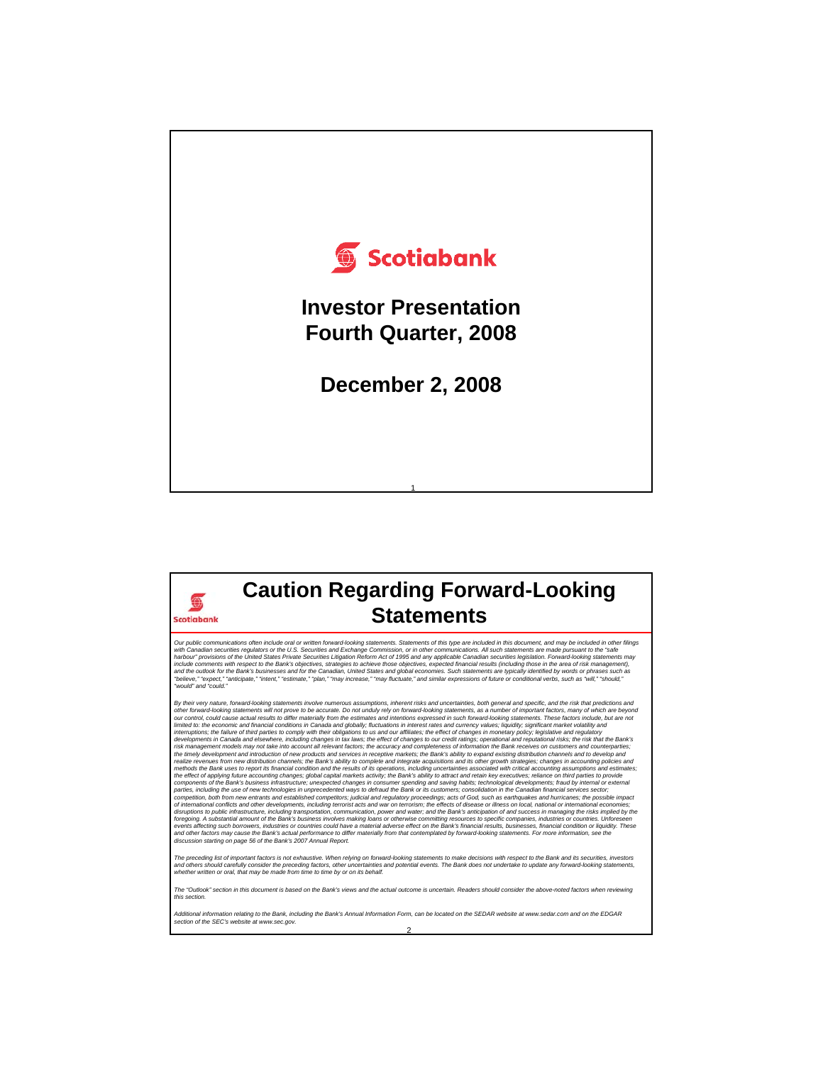Scotiabank

# Investor Presentation
# Fourth Quarter, 2008

## December 2, 2008

---

Scotiabank

# Caution Regarding Forward-Looking Statements

*Our public communications often include oral or written forward-looking statements. Statements of this type are included in this document, and may be included in other filings with Canadian securities regulators or the U.S. Securities and Exchange Commission, or in other communications. All such statements are made pursuant to the "safe harbour" provisions of the United States Private Securities Litigation Reform Act of 1995 and any applicable Canadian securities legislation. Forward-looking statements may include comments with respect to the Bank's objectives, strategies to achieve those objectives, expected financial results (including those in the area of risk management), and the outlook for the Bank's businesses and for the Canadian, United States and global economies. Such statements are typically identified by words or phrases such as "believe," "expect," "anticipate," "intent," "estimate," "plan," "may increase," "may fluctuate," and similar expressions of future or conditional verbs, such as "will," "should," "would" and "could."*

*By their very nature, forward-looking statements involve numerous assumptions, inherent risks and uncertainties, both general and specific, and the risk that predictions and other forward-looking statements will not prove to be accurate. Do not unduly rely on forward-looking statements, as a number of important factors, many of which are beyond our control, could cause actual results to differ materially from the estimates and intentions expressed in such forward-looking statements. These factors include, but are not limited to: the economic and financial conditions in Canada and globally; fluctuations in interest rates and currency values; liquidity; significant market volatility and interruptions; the failure of third parties to comply with their obligations to us and our affiliates; the effect of changes in monetary policy; legislative and regulatory developments in Canada and elsewhere, including changes in tax laws; the effect of changes to our credit ratings; operational and reputational risks; the risk that the Bank's risk management models may not take into account all relevant factors; the accuracy and completeness of information the Bank receives on customers and counterparties; the timely development and introduction of new products and services in receptive markets; the Bank's ability to expand existing distribution channels and to develop and realize revenues from new distribution channels; the Bank's ability to complete and integrate acquisitions and its other growth strategies; changes in accounting policies and methods the Bank uses to report its financial condition and the results of its operations, including uncertainties associated with critical accounting assumptions and estimates; the effect of applying future accounting changes; global capital markets activity; the Bank's ability to attract and retain key executives; reliance on third parties to provide components of the Bank's business infrastructure; unexpected changes in consumer spending and saving habits; technological developments; fraud by internal or external parties, including the use of new technologies in unprecedented ways to defraud the Bank or its customers; consolidation in the Canadian financial services sector; competition, both from new entrants and established competitors; judicial and regulatory proceedings; acts of God, such as earthquakes and hurricanes; the possible impact of international conflicts and other developments, including terrorist acts and war on terrorism; the effects of disease or illness on local, national or international economies; disruptions to public infrastructure, including transportation, communication, power and water; and the Bank's anticipation of and success in managing the risks implied by the foregoing. A substantial amount of the Bank's business involves making loans or otherwise committing resources to specific companies, industries or countries. Unforeseen events affecting such borrowers, industries or countries could have a material adverse effect on the Bank's financial results, businesses, financial condition or liquidity. These and other factors may cause the Bank's actual performance to differ materially from that contemplated by forward-looking statements. For more information, see the discussion starting on page 56 of the Bank's 2007 Annual Report.*

*The preceding list of important factors is not exhaustive. When relying on forward-looking statements to make decisions with respect to the Bank and its securities, investors and others should carefully consider the preceding factors, other uncertainties and potential events. The Bank does not undertake to update any forward-looking statements, whether written or oral, that may be made from time to time by or on its behalf.*

*The "Outlook" section in this document is based on the Bank's views and the actual outcome is uncertain. Readers should consider the above-noted factors when reviewing this section.*

*Additional information relating to the Bank, including the Bank's Annual Information Form, can be located on the SEDAR website at www.sedar.com and on the EDGAR section of the SEC's website at www.sec.gov.*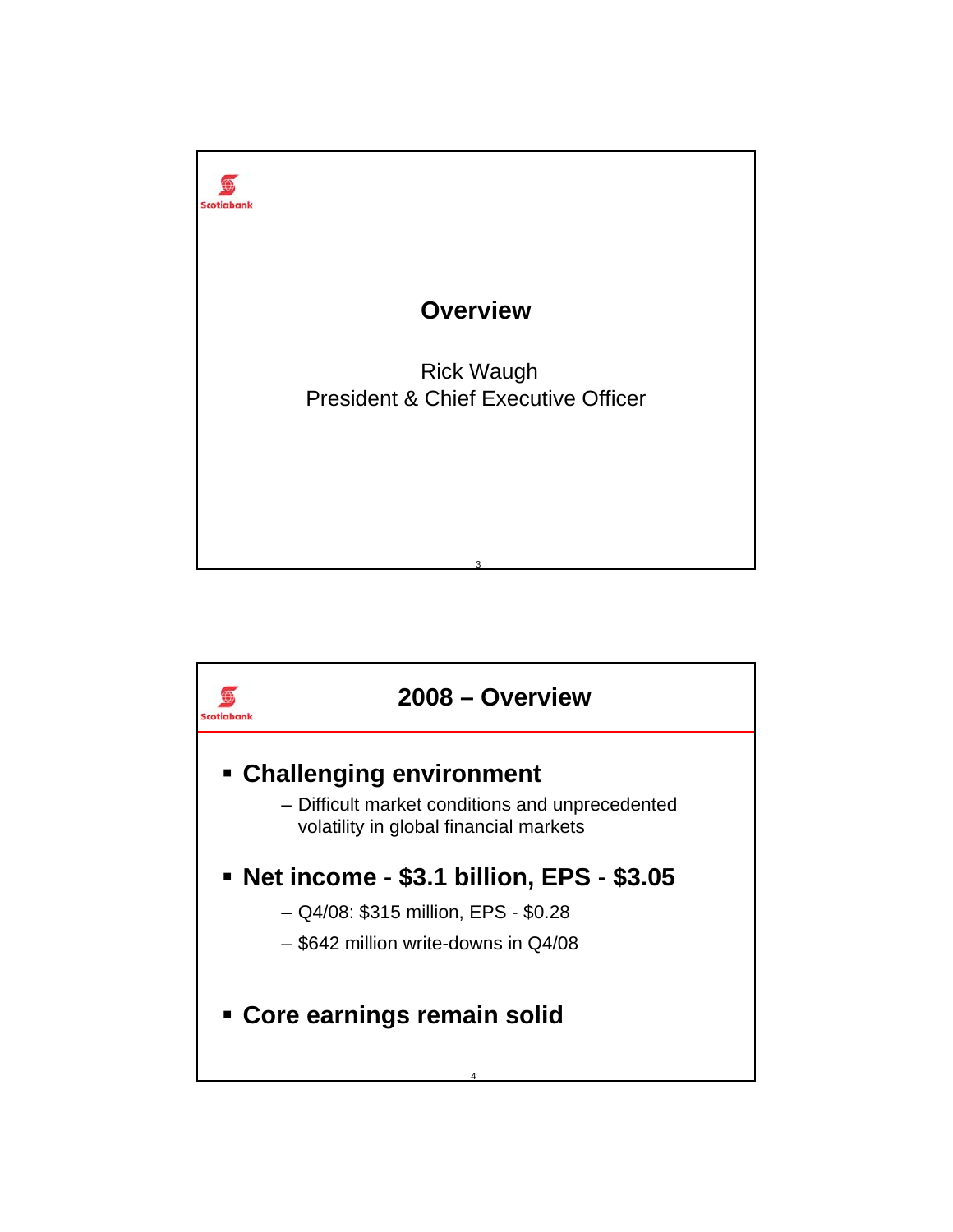# Overview

Rick Waugh
President & Chief Executive Officer

## 2008 – Overview

- **Challenging environment**
  - Difficult market conditions and unprecedented volatility in global financial markets
- **Net income - $3.1 billion, EPS - $3.05**
  - Q4/08: $315 million, EPS - $0.28
  - $642 million write-downs in Q4/08
- **Core earnings remain solid**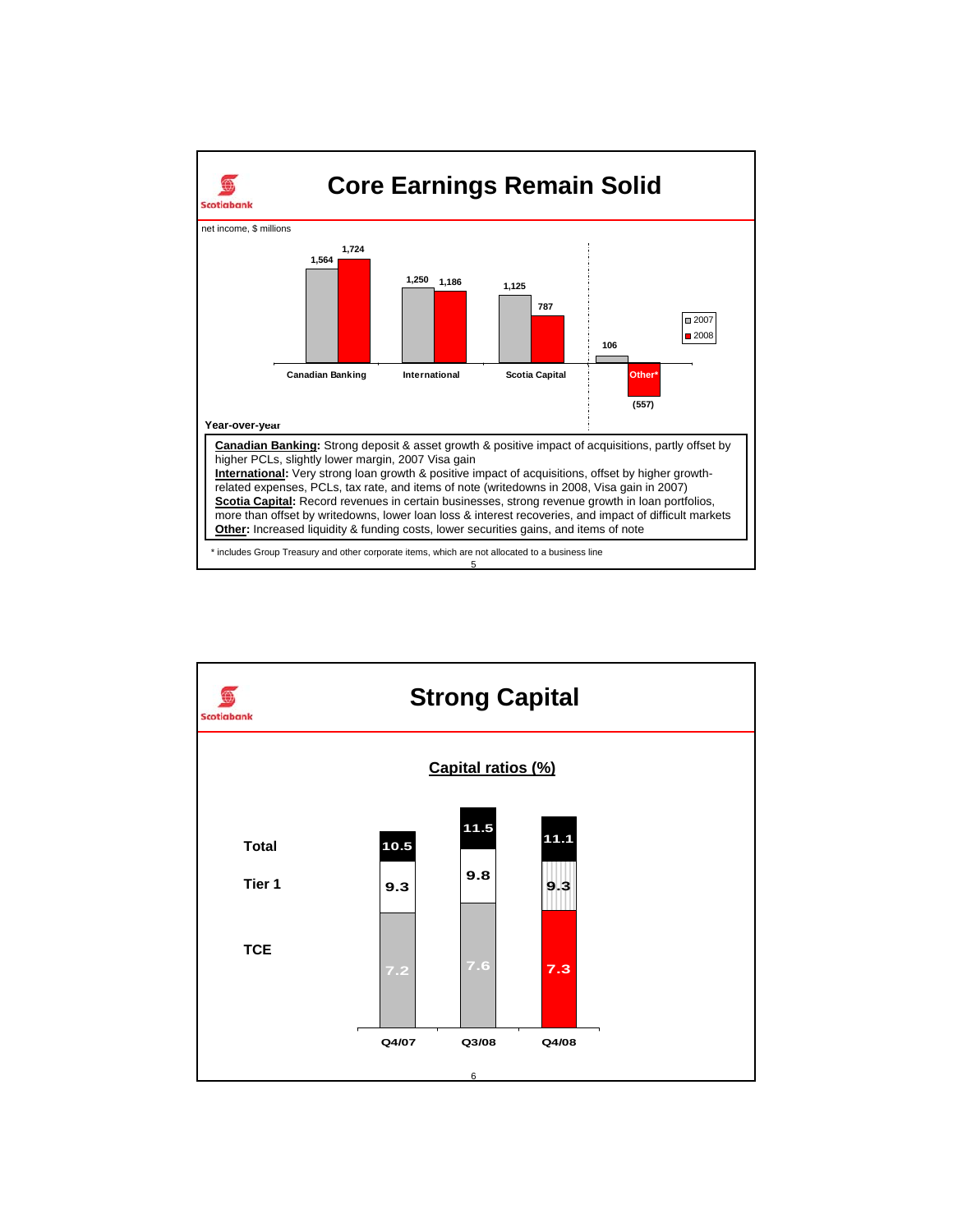# Core Earnings Remain Solid

net income, $ millions

| | 2007 | 2008 |
|---|---|---|
| Canadian Banking | 1,564 | 1,724 |
| International | 1,250 | 1,186 |
| Scotia Capital | 1,125 | 787 |
| Other* | 106 | (557) |

**Year-over-year**

**Canadian Banking:** Strong deposit & asset growth & positive impact of acquisitions, partly offset by higher PCLs, slightly lower margin, 2007 Visa gain

**International:** Very strong loan growth & positive impact of acquisitions, offset by higher growth-related expenses, PCLs, tax rate, and items of note (writedowns in 2008, Visa gain in 2007)

**Scotia Capital:** Record revenues in certain businesses, strong revenue growth in loan portfolios, more than offset by writedowns, lower loan loss & interest recoveries, and impact of difficult markets

**Other:** Increased liquidity & funding costs, lower securities gains, and items of note

\* includes Group Treasury and other corporate items, which are not allocated to a business line

# Strong Capital

**Capital ratios (%)**

| | Q4/07 | Q3/08 | Q4/08 |
|---|---|---|---|
| Total | 10.5 | 11.5 | 11.1 |
| Tier 1 | 9.3 | 9.8 | 9.3 |
| TCE | 7.2 | 7.6 | 7.3 |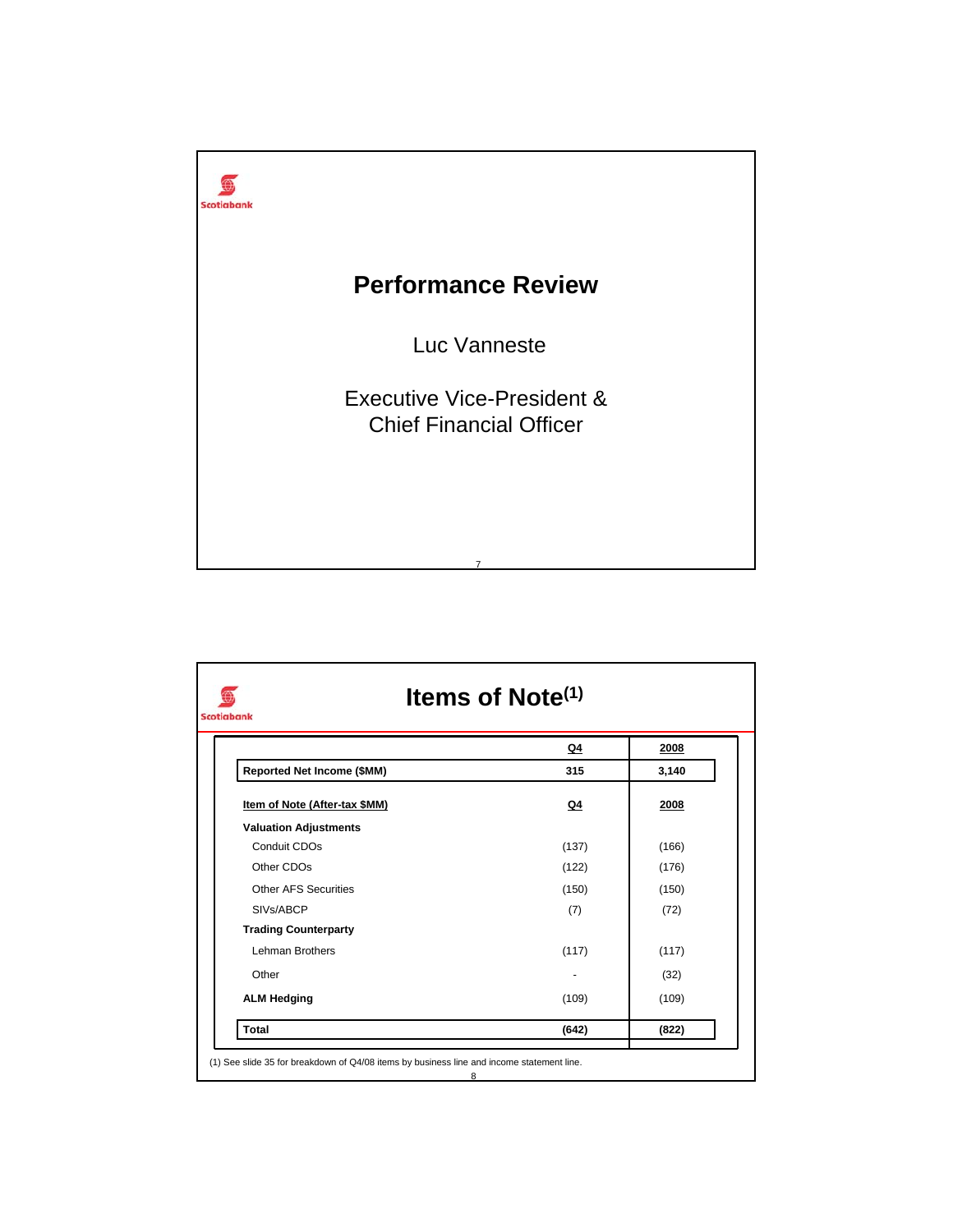# Performance Review

Luc Vanneste

Executive Vice-President & Chief Financial Officer

# Items of Note(1)

| | Q4 | 2008 |
|---|---|---|
| **Reported Net Income ($MM)** | **315** | **3,140** |
| **Item of Note (After-tax $MM)** | **Q4** | **2008** |
| **Valuation Adjustments** | | |
| Conduit CDOs | (137) | (166) |
| Other CDOs | (122) | (176) |
| Other AFS Securities | (150) | (150) |
| SIVs/ABCP | (7) | (72) |
| **Trading Counterparty** | | |
| Lehman Brothers | (117) | (117) |
| Other | - | (32) |
| **ALM Hedging** | (109) | (109) |
| **Total** | **(642)** | **(822)** |

(1) See slide 35 for breakdown of Q4/08 items by business line and income statement line.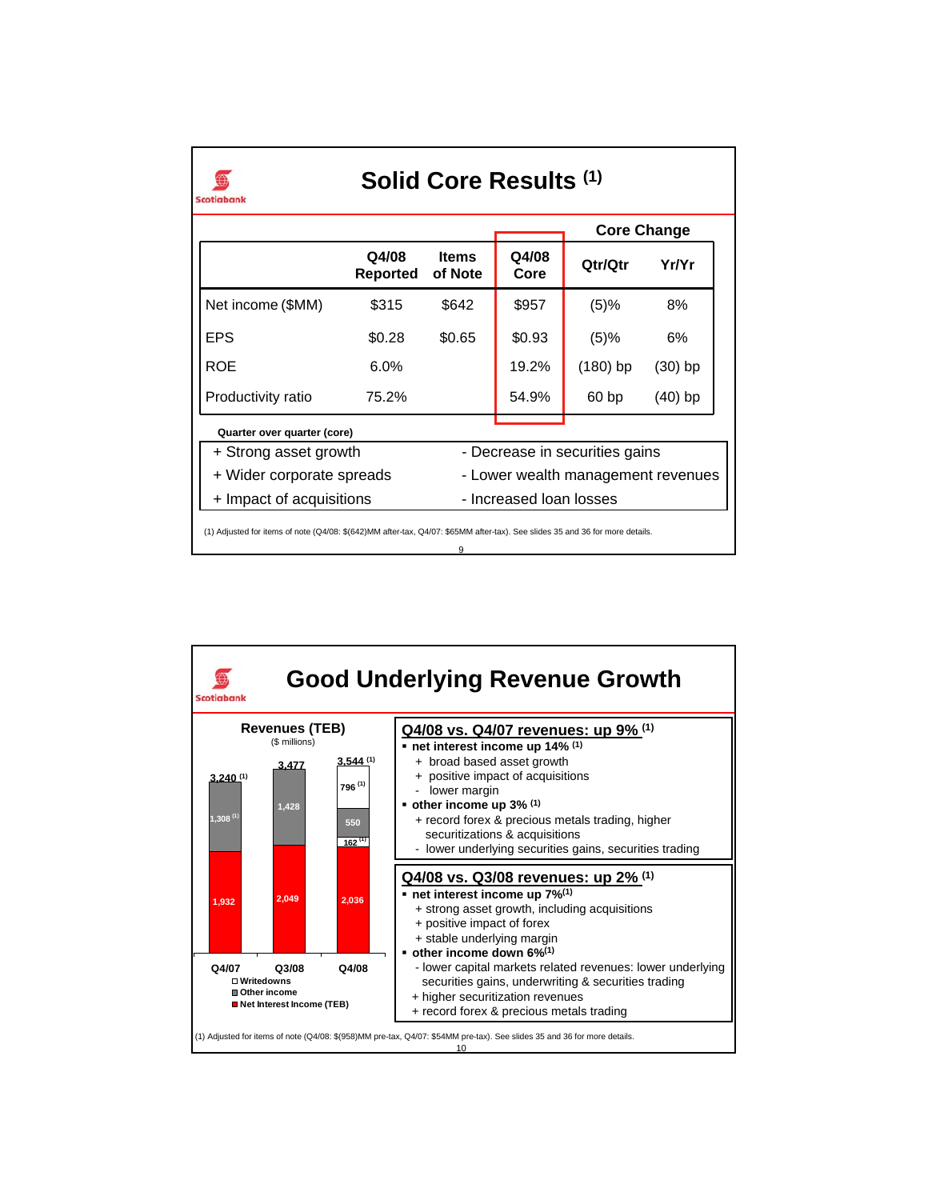# Solid Core Results [1]

| | Q4/08 Reported | Items of Note | Q4/08 Core | Core Change Qtr/Qtr | Core Change Yr/Yr |
|---|---|---|---|---|---|
| Net income ($MM) | $315 | $642 | $957 | (5)% | 8% |
| EPS | $0.28 | $0.65 | $0.93 | (5)% | 6% |
| ROE | 6.0% | | 19.2% | (180) bp | (30) bp |
| Productivity ratio | 75.2% | | 54.9% | 60 bp | (40) bp |

**Quarter over quarter (core)**

| | |
|---|---|
| + Strong asset growth | - Decrease in securities gains |
| + Wider corporate spreads | - Lower wealth management revenues |
| + Impact of acquisitions | - Increased loan losses |

(1) Adjusted for items of note (Q4/08: $(642)MM after-tax, Q4/07: $65MM after-tax). See slides 35 and 36 for more details.

# Good Underlying Revenue Growth

**Revenues (TEB)**
($ millions)

| | Q4/07 | Q3/08 | Q4/08 |
|---|---|---|---|
| Writedowns | | | 796 [1] |
| Other income | 1,308 [1] | 1,428 | 550 |
| Writedowns | | | 162 [1] |
| Net Interest Income (TEB) | 1,932 | 2,049 | 2,036 |
| Total | 3,240 [1] | 3,477 | 3,544 [1] |

**Q4/08 vs. Q4/07 revenues: up 9% [1]**

- **net interest income up 14% [1]**
  - + broad based asset growth
  - + positive impact of acquisitions
  - - lower margin
- **other income up 3% [1]**
  - + record forex & precious metals trading, higher securitizations & acquisitions
  - - lower underlying securities gains, securities trading

**Q4/08 vs. Q3/08 revenues: up 2% [1]**

- **net interest income up 7%[1]**
  - + strong asset growth, including acquisitions
  - + positive impact of forex
  - + stable underlying margin
- **other income down 6%[1]**
  - - lower capital markets related revenues: lower underlying securities gains, underwriting & securities trading
  - + higher securitization revenues
  - + record forex & precious metals trading

(1) Adjusted for items of note (Q4/08: $(958)MM pre-tax, Q4/07: $54MM pre-tax). See slides 35 and 36 for more details.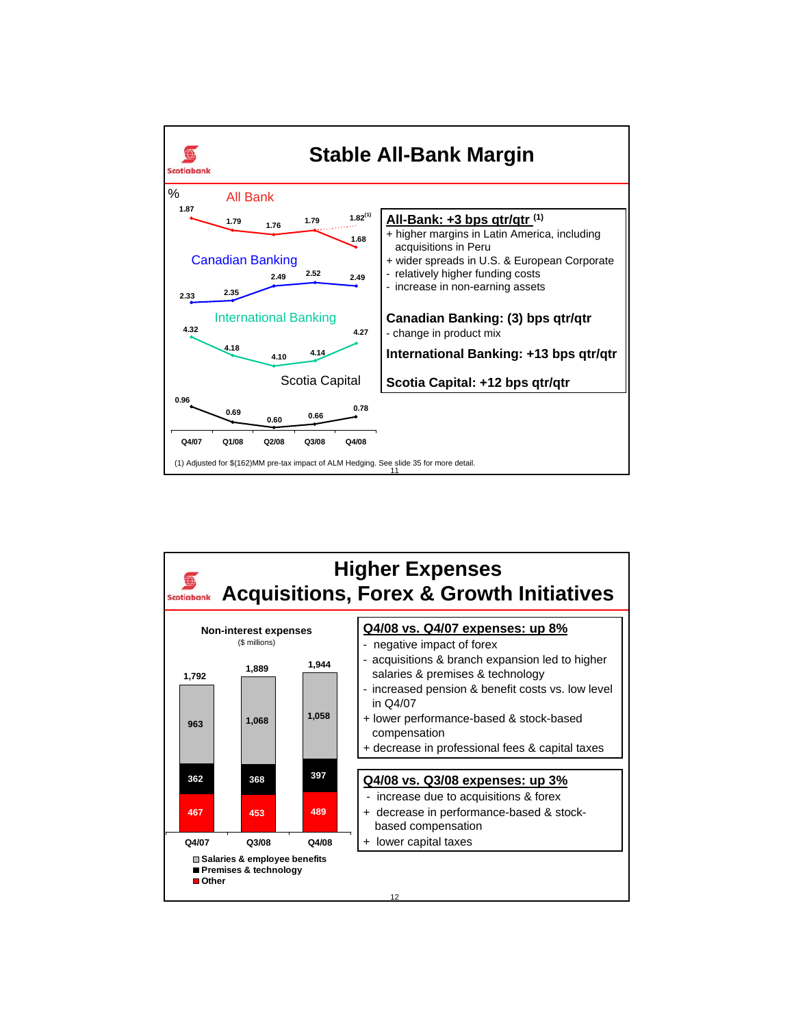# Stable All-Bank Margin

%

| | Q4/07 | Q1/08 | Q2/08 | Q3/08 | Q4/08 |
|---|---|---|---|---|---|
| All Bank | 1.87 | 1.79 | 1.76 | 1.79 | 1.68 (1.82[1]) |
| Canadian Banking | 2.33 | 2.35 | 2.49 | 2.52 | 2.49 |
| International Banking | 4.32 | 4.18 | 4.10 | 4.14 | 4.27 |
| Scotia Capital | 0.96 | 0.69 | 0.60 | 0.66 | 0.78 |

**All-Bank: +3 bps qtr/qtr [1]**

- \+ higher margins in Latin America, including acquisitions in Peru
- \+ wider spreads in U.S. & European Corporate
- \- relatively higher funding costs
- \- increase in non-earning assets

**Canadian Banking: (3) bps qtr/qtr**

- \- change in product mix

**International Banking: +13 bps qtr/qtr**

**Scotia Capital: +12 bps qtr/qtr**

(1) Adjusted for $(162)MM pre-tax impact of ALM Hedging. See slide 35 for more detail.

# Higher Expenses
## Acquisitions, Forex & Growth Initiatives

**Non-interest expenses**
($ millions)

| | Q4/07 | Q3/08 | Q4/08 |
|---|---|---|---|
| Salaries & employee benefits | 963 | 1,068 | 1,058 |
| Premises & technology | 362 | 368 | 397 |
| Other | 467 | 453 | 489 |
| **Total** | 1,792 | 1,889 | 1,944 |

**Q4/08 vs. Q4/07 expenses: up 8%**

- \- negative impact of forex
- \- acquisitions & branch expansion led to higher salaries & premises & technology
- \- increased pension & benefit costs vs. low level in Q4/07
- \+ lower performance-based & stock-based compensation
- \+ decrease in professional fees & capital taxes

**Q4/08 vs. Q3/08 expenses: up 3%**

- \- increase due to acquisitions & forex
- \+ decrease in performance-based & stock-based compensation
- \+ lower capital taxes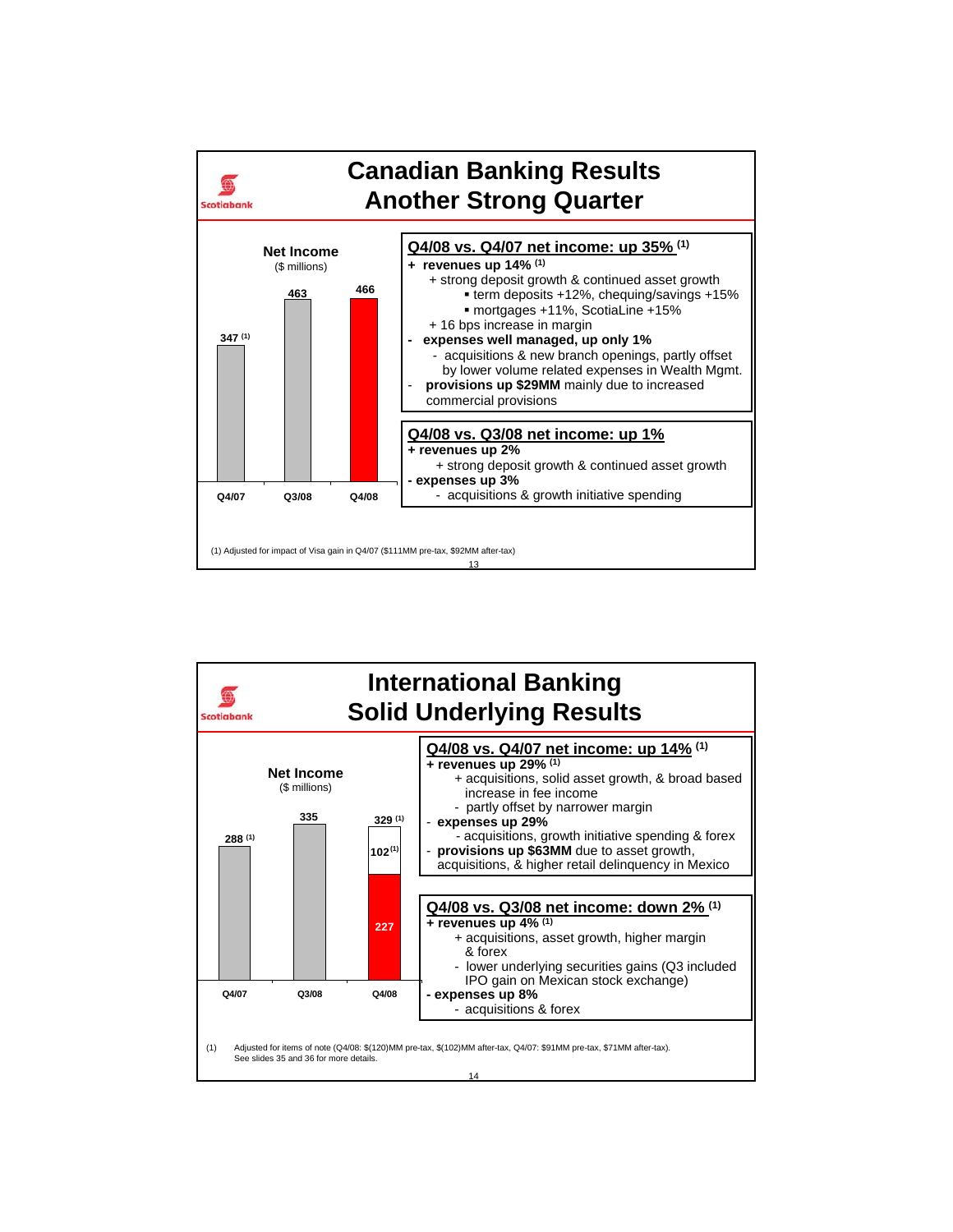## Canadian Banking Results
## Another Strong Quarter

**Net Income**
($ millions)

| Q4/07 | Q3/08 | Q4/08 |
|---|---|---|
| 347 [1] | 463 | 466 |

**Q4/08 vs. Q4/07 net income: up 35% [1]**

- **+ revenues up 14% [1]**
  - + strong deposit growth & continued asset growth
    - term deposits +12%, chequing/savings +15%
    - mortgages +11%, ScotiaLine +15%
  - + 16 bps increase in margin
- **- expenses well managed, up only 1%**
  - - acquisitions & new branch openings, partly offset by lower volume related expenses in Wealth Mgmt.
- - **provisions up $29MM** mainly due to increased commercial provisions

**Q4/08 vs. Q3/08 net income: up 1%**

- **+ revenues up 2%**
  - + strong deposit growth & continued asset growth
- **- expenses up 3%**
  - - acquisitions & growth initiative spending

(1) Adjusted for impact of Visa gain in Q4/07 ($111MM pre-tax, $92MM after-tax)

## International Banking
## Solid Underlying Results

**Net Income**
($ millions)

| Q4/07 | Q3/08 | Q4/08 |
|---|---|---|
| 288 [1] | 335 | 329 [1] (227 + 102 [1]) |

**Q4/08 vs. Q4/07 net income: up 14% [1]**

- **+ revenues up 29% [1]**
  - + acquisitions, solid asset growth, & broad based increase in fee income
  - - partly offset by narrower margin
- - **expenses up 29%**
  - - acquisitions, growth initiative spending & forex
- - **provisions up $63MM** due to asset growth, acquisitions, & higher retail delinquency in Mexico

**Q4/08 vs. Q3/08 net income: down 2% [1]**

- **+ revenues up 4% [1]**
  - + acquisitions, asset growth, higher margin & forex
  - - lower underlying securities gains (Q3 included IPO gain on Mexican stock exchange)
- **- expenses up 8%**
  - - acquisitions & forex

(1) Adjusted for items of note (Q4/08: $(120)MM pre-tax, $(102)MM after-tax, Q4/07: $91MM pre-tax, $71MM after-tax). See slides 35 and 36 for more details.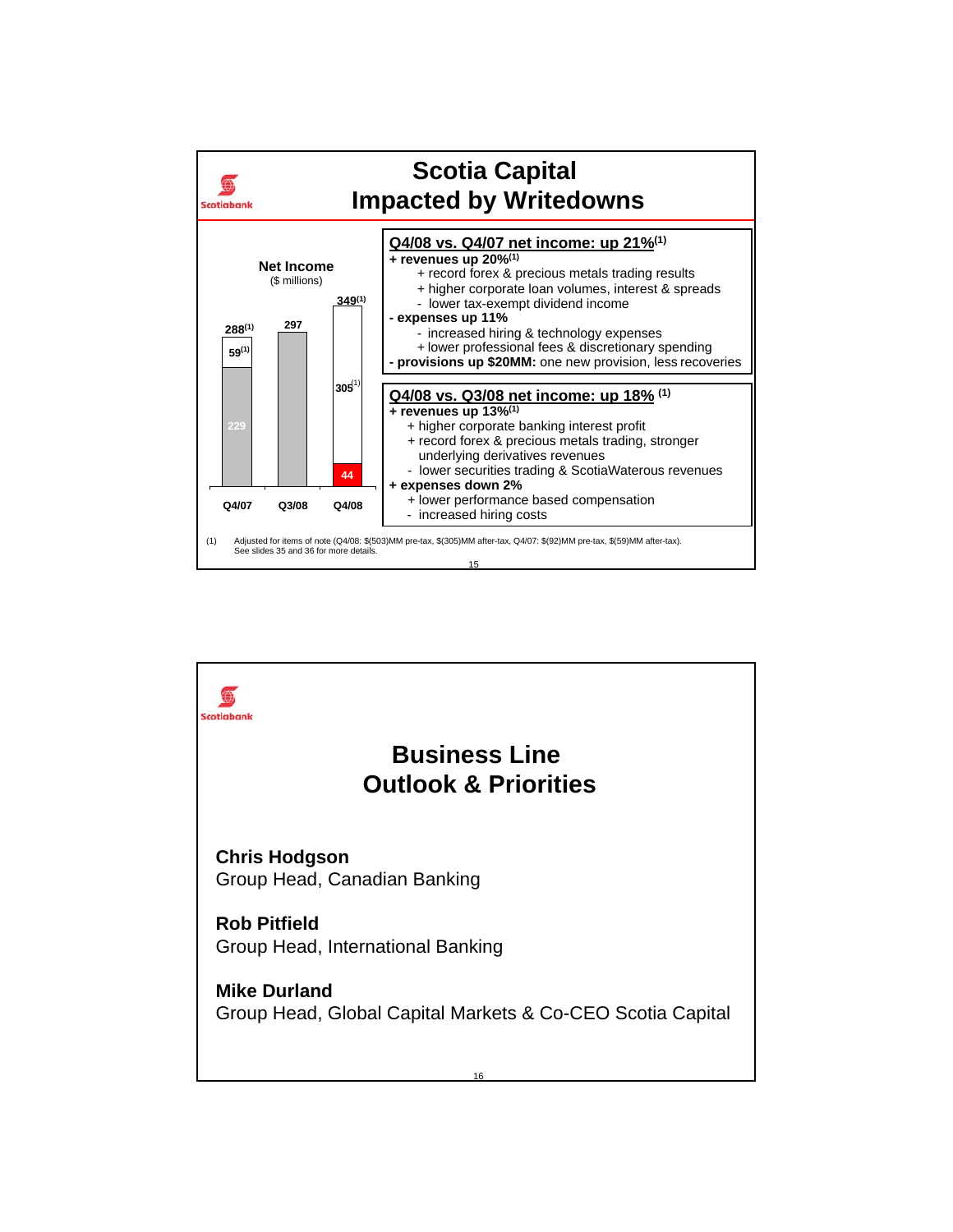# Scotia Capital
# Impacted by Writedowns

**Net Income**
($ millions)

| | Q4/07 | Q3/08 | Q4/08 |
|---|---|---|---|
| Total | 288[(1)] | 297 | 349[(1)] |
| Components | 229 + 59[(1)] | 297 | 44 + 305[(1)] |

**Q4/08 vs. Q4/07 net income: up 21%[(1)]**

**+ revenues up 20%[(1)]**
- \+ record forex & precious metals trading results
- \+ higher corporate loan volumes, interest & spreads
- \- lower tax-exempt dividend income

**- expenses up 11%**
- \- increased hiring & technology expenses
- \+ lower professional fees & discretionary spending

**- provisions up $20MM:** one new provision, less recoveries

**Q4/08 vs. Q3/08 net income: up 18% [(1)]**

**+ revenues up 13%[(1)]**
- \+ higher corporate banking interest profit
- \+ record forex & precious metals trading, stronger underlying derivatives revenues
- \- lower securities trading & ScotiaWaterous revenues

**+ expenses down 2%**
- \+ lower performance based compensation
- \- increased hiring costs

(1) Adjusted for items of note (Q4/08: $(503)MM pre-tax, $(305)MM after-tax, Q4/07: $(92)MM pre-tax, $(59)MM after-tax). See slides 35 and 36 for more details.

# Business Line Outlook & Priorities

**Chris Hodgson**
Group Head, Canadian Banking

**Rob Pitfield**
Group Head, International Banking

**Mike Durland**
Group Head, Global Capital Markets & Co-CEO Scotia Capital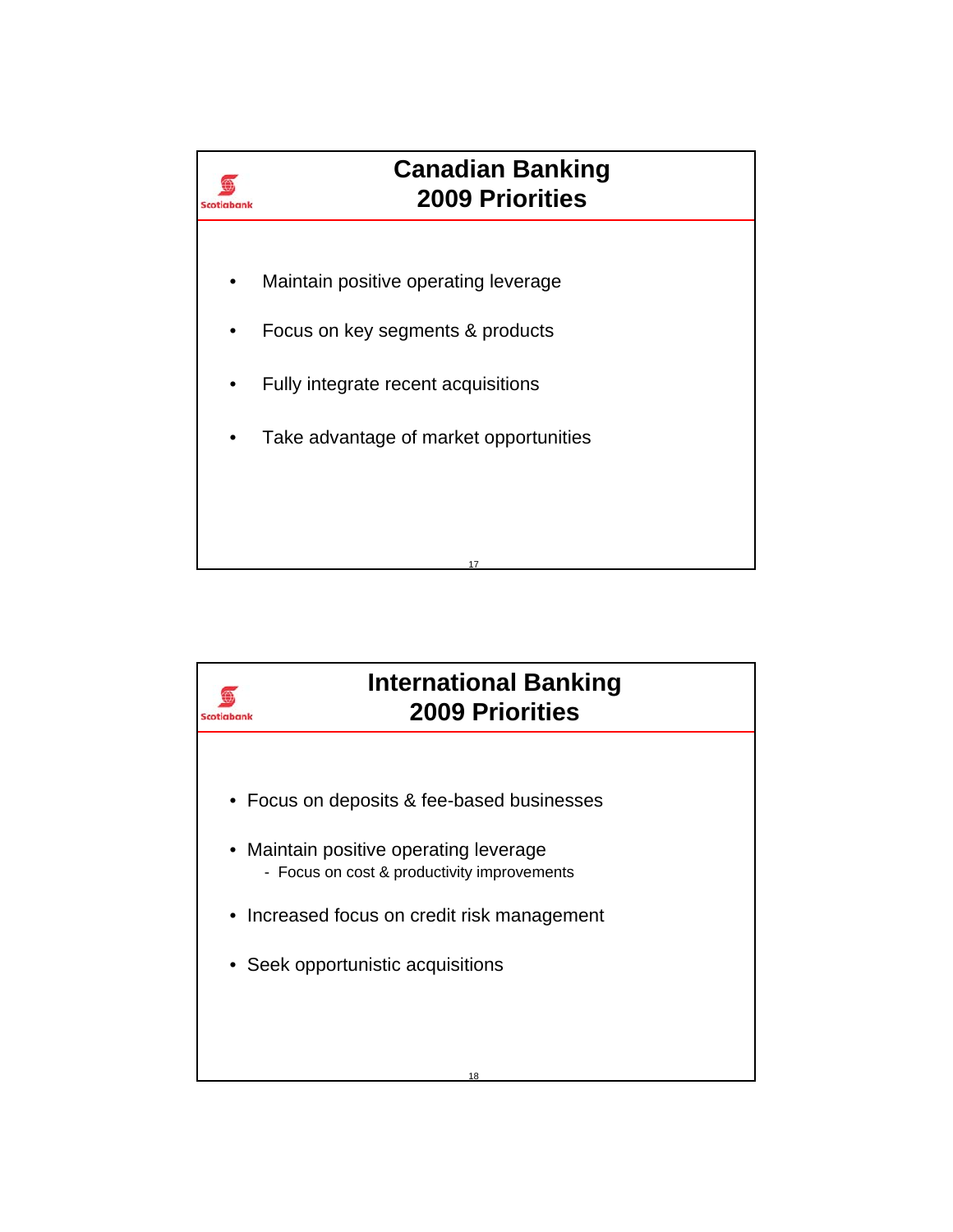## Canadian Banking
## 2009 Priorities

- Maintain positive operating leverage
- Focus on key segments & products
- Fully integrate recent acquisitions
- Take advantage of market opportunities

## International Banking
## 2009 Priorities

- Focus on deposits & fee-based businesses
- Maintain positive operating leverage
  - Focus on cost & productivity improvements
- Increased focus on credit risk management
- Seek opportunistic acquisitions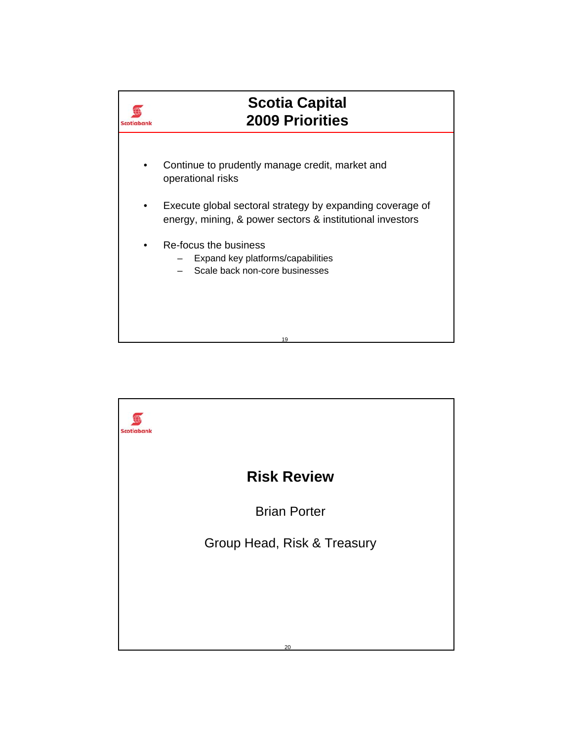# Scotia Capital 2009 Priorities

- Continue to prudently manage credit, market and operational risks
- Execute global sectoral strategy by expanding coverage of energy, mining, & power sectors & institutional investors
- Re-focus the business
  - Expand key platforms/capabilities
  - Scale back non-core businesses

# Risk Review

Brian Porter

Group Head, Risk & Treasury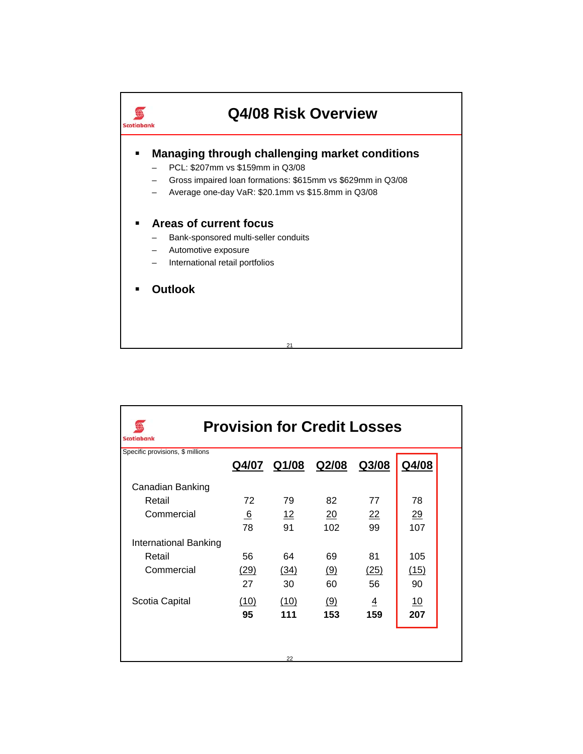# Q4/08 Risk Overview

- **Managing through challenging market conditions**
  - PCL: $207mm vs $159mm in Q3/08
  - Gross impaired loan formations: $615mm vs $629mm in Q3/08
  - Average one-day VaR: $20.1mm vs $15.8mm in Q3/08
- **Areas of current focus**
  - Bank-sponsored multi-seller conduits
  - Automotive exposure
  - International retail portfolios
- **Outlook**

# Provision for Credit Losses

Specific provisions, $ millions

| | Q4/07 | Q1/08 | Q2/08 | Q3/08 | Q4/08 |
|---|---|---|---|---|---|
| Canadian Banking | | | | | |
| Retail | 72 | 79 | 82 | 77 | 78 |
| Commercial | 6 | 12 | 20 | 22 | 29 |
| | 78 | 91 | 102 | 99 | 107 |
| International Banking | | | | | |
| Retail | 56 | 64 | 69 | 81 | 105 |
| Commercial | (29) | (34) | (9) | (25) | (15) |
| | 27 | 30 | 60 | 56 | 90 |
| Scotia Capital | (10) | (10) | (9) | 4 | 10 |
| | **95** | **111** | **153** | **159** | **207** |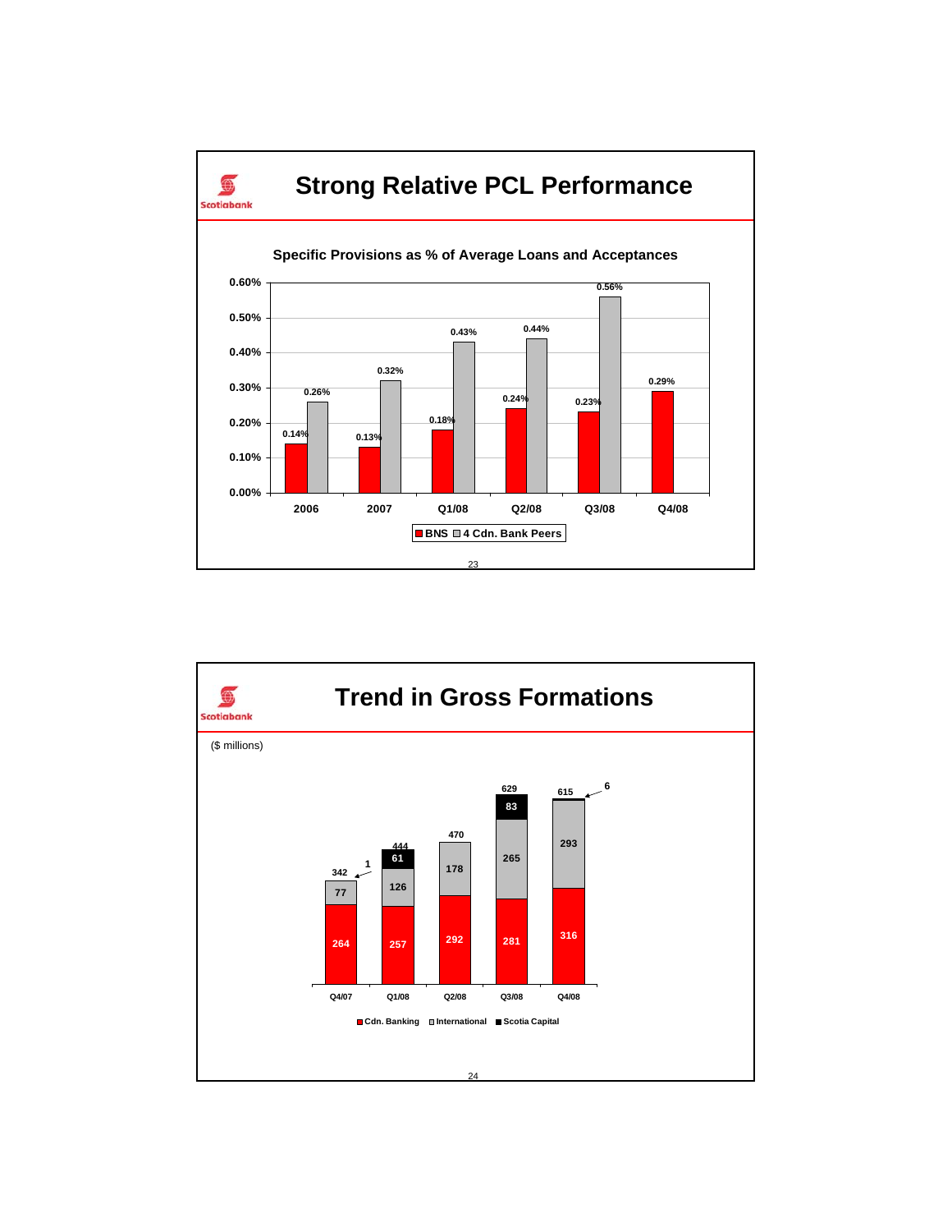# Strong Relative PCL Performance

**Specific Provisions as % of Average Loans and Acceptances**

| | 2006 | 2007 | Q1/08 | Q2/08 | Q3/08 | Q4/08 |
|---|---|---|---|---|---|---|
| BNS | 0.14% | 0.13% | 0.18% | 0.24% | 0.23% | 0.29% |
| 4 Cdn. Bank Peers | 0.26% | 0.32% | 0.43% | 0.44% | 0.56% | |

# Trend in Gross Formations

($ millions)

| | Q4/07 | Q1/08 | Q2/08 | Q3/08 | Q4/08 |
|---|---|---|---|---|---|
| Cdn. Banking | 264 | 257 | 292 | 281 | 316 |
| International | 77 | 126 | 178 | 265 | 293 |
| Scotia Capital | 1 | 61 | | 83 | 6 |
| Total | 342 | 444 | 470 | 629 | 615 |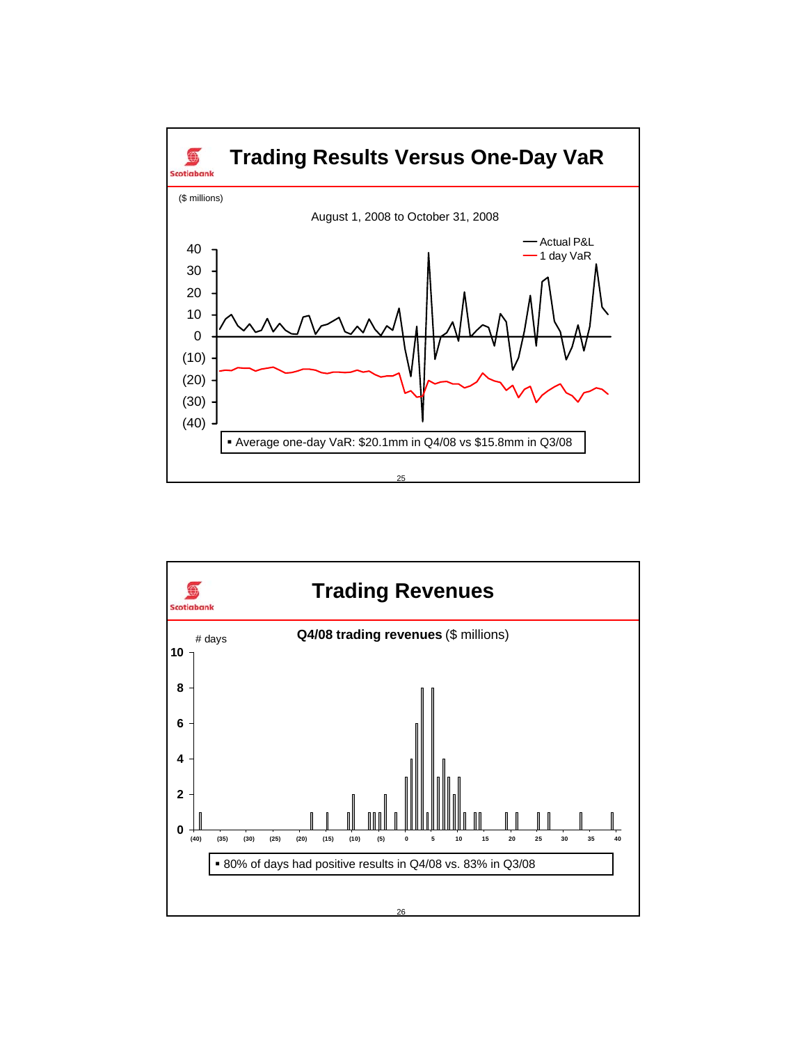# Trading Results Versus One-Day VaR

($ millions)

August 1, 2008 to October 31, 2008

— Actual P&L
— 1 day VaR

40
30
20
10
0
(10)
(20)
(30)
(40)

- Average one-day VaR: $20.1mm in Q4/08 vs $15.8mm in Q3/08

# Trading Revenues

# days

**Q4/08 trading revenues** ($ millions)

10
8
6
4
2
0

(40) (35) (30) (25) (20) (15) (10) (5) 0 5 10 15 20 25 30 35 40

- 80% of days had positive results in Q4/08 vs. 83% in Q3/08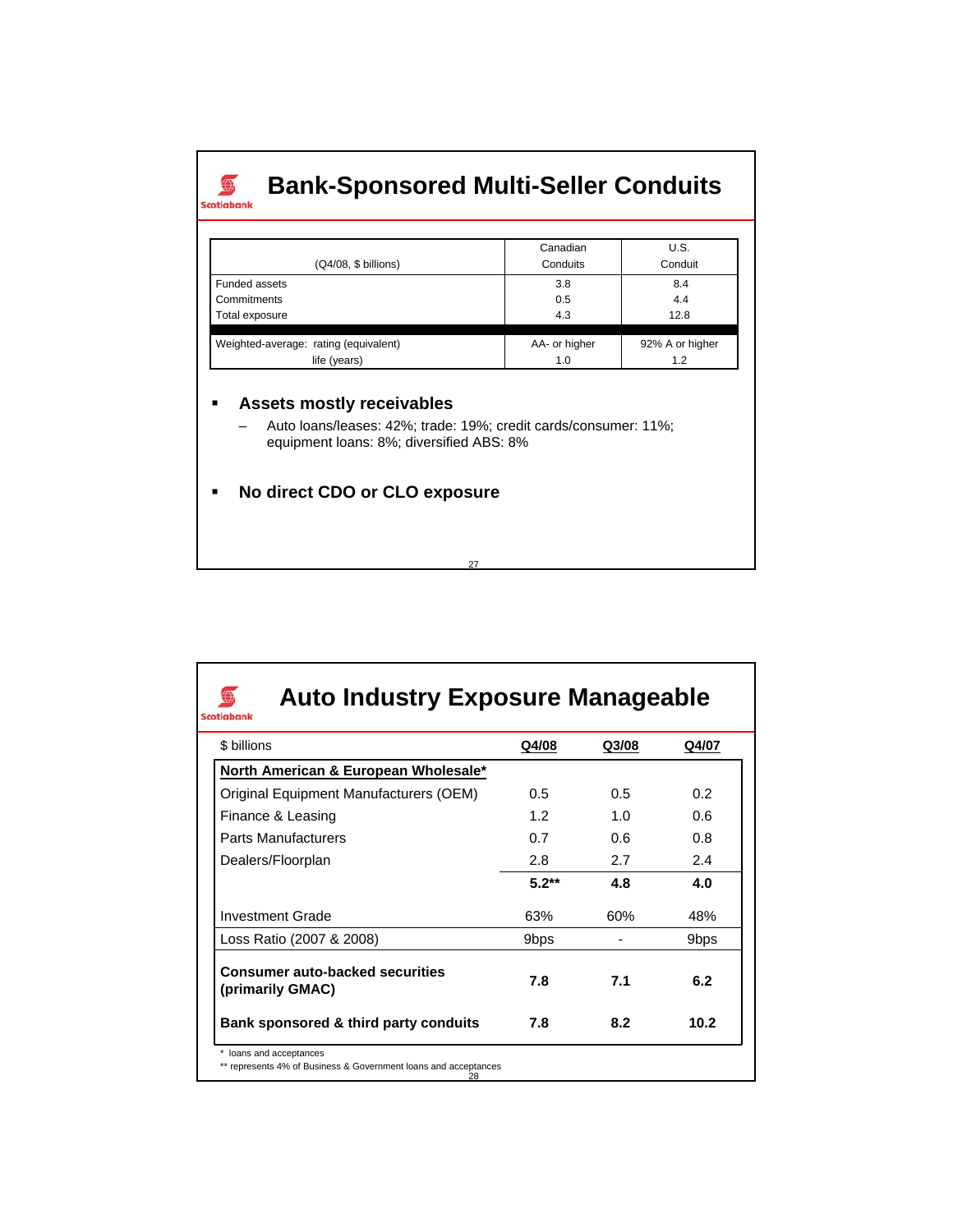# Bank-Sponsored Multi-Seller Conduits

| (Q4/08, $ billions) | Canadian Conduits | U.S. Conduit |
|---|---|---|
| Funded assets | 3.8 | 8.4 |
| Commitments | 0.5 | 4.4 |
| Total exposure | 4.3 | 12.8 |
| Weighted-average: rating (equivalent) | AA- or higher | 92% A or higher |
| life (years) | 1.0 | 1.2 |

- **Assets mostly receivables**
  - Auto loans/leases: 42%; trade: 19%; credit cards/consumer: 11%; equipment loans: 8%; diversified ABS: 8%

- **No direct CDO or CLO exposure**

# Auto Industry Exposure Manageable

| $ billions | Q4/08 | Q3/08 | Q4/07 |
|---|---|---|---|
| **North American & European Wholesale*** | | | |
| Original Equipment Manufacturers (OEM) | 0.5 | 0.5 | 0.2 |
| Finance & Leasing | 1.2 | 1.0 | 0.6 |
| Parts Manufacturers | 0.7 | 0.6 | 0.8 |
| Dealers/Floorplan | 2.8 | 2.7 | 2.4 |
| | **5.2**** | **4.8** | **4.0** |
| Investment Grade | 63% | 60% | 48% |
| Loss Ratio (2007 & 2008) | 9bps | - | 9bps |
| **Consumer auto-backed securities (primarily GMAC)** | **7.8** | **7.1** | **6.2** |
| **Bank sponsored & third party conduits** | **7.8** | **8.2** | **10.2** |

\* loans and acceptances

** represents 4% of Business & Government loans and acceptances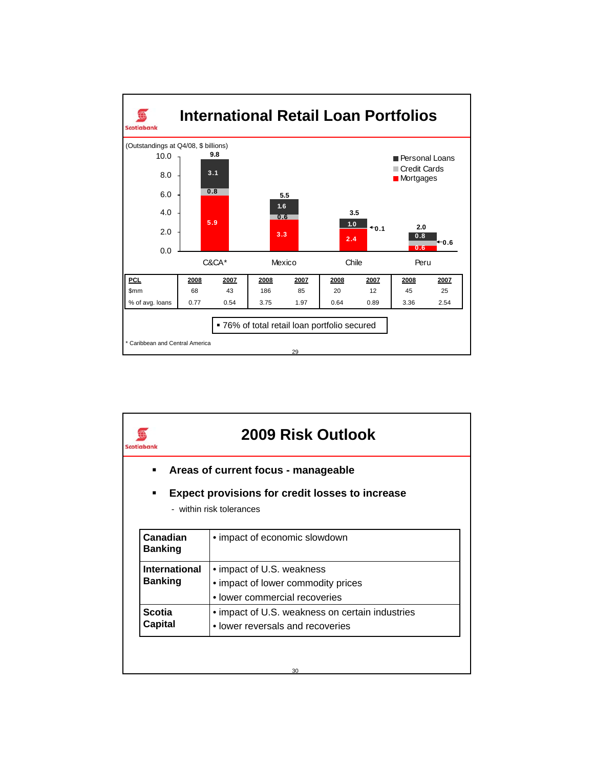# International Retail Loan Portfolios

(Outstandings at Q4/08, $ billions)

| | C&CA* | Mexico | Chile | Peru |
|---|---|---|---|---|
| Personal Loans | 3.1 | 1.6 | 1.0 | 0.8 |
| Credit Cards | 0.8 | 0.6 | 0.1 | 0.6 |
| Mortgages | 5.9 | 3.3 | 2.4 | 0.6 |
| Total | 9.8 | 5.5 | 3.5 | 2.0 |

| PCL | 2008 | 2007 | 2008 | 2007 | 2008 | 2007 | 2008 | 2007 |
|---|---|---|---|---|---|---|---|---|
| $mm | 68 | 43 | 186 | 85 | 20 | 12 | 45 | 25 |
| % of avg. loans | 0.77 | 0.54 | 3.75 | 1.97 | 0.64 | 0.89 | 3.36 | 2.54 |

- 76% of total retail loan portfolio secured

\* Caribbean and Central America

# 2009 Risk Outlook

- **Areas of current focus - manageable**
- **Expect provisions for credit losses to increase**
  - within risk tolerances

| | |
|---|---|
| **Canadian Banking** | • impact of economic slowdown |
| **International Banking** | • impact of U.S. weakness<br>• impact of lower commodity prices<br>• lower commercial recoveries |
| **Scotia Capital** | • impact of U.S. weakness on certain industries<br>• lower reversals and recoveries |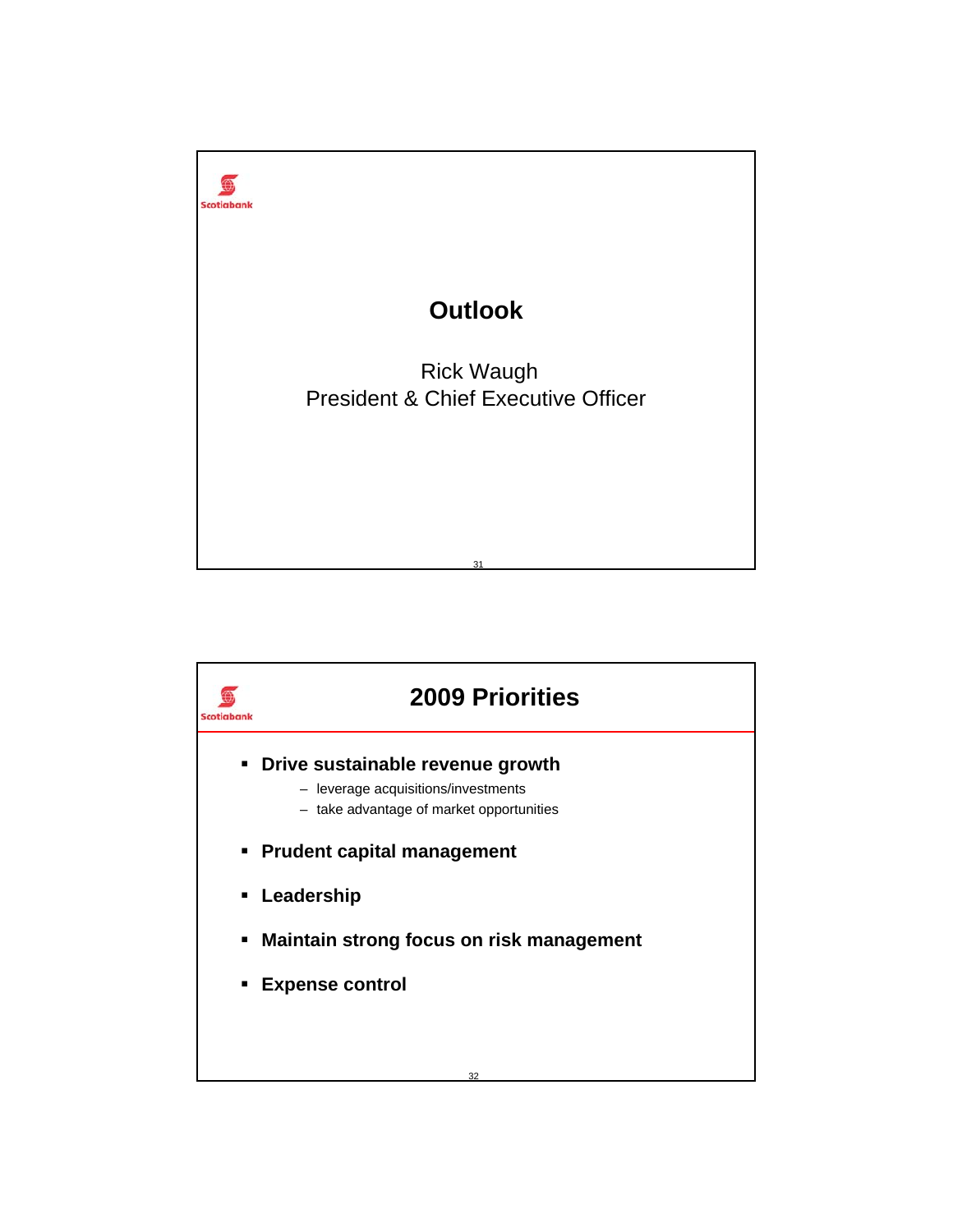# Outlook

Rick Waugh
President & Chief Executive Officer

## 2009 Priorities

- **Drive sustainable revenue growth**
  - leverage acquisitions/investments
  - take advantage of market opportunities
- **Prudent capital management**
- **Leadership**
- **Maintain strong focus on risk management**
- **Expense control**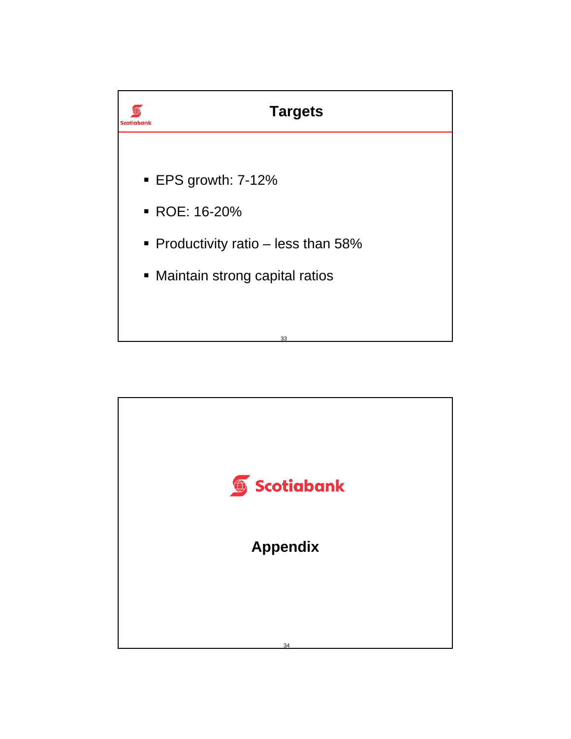## Targets

- EPS growth: 7-12%
- ROE: 16-20%
- Productivity ratio – less than 58%
- Maintain strong capital ratios

Scotiabank

## Appendix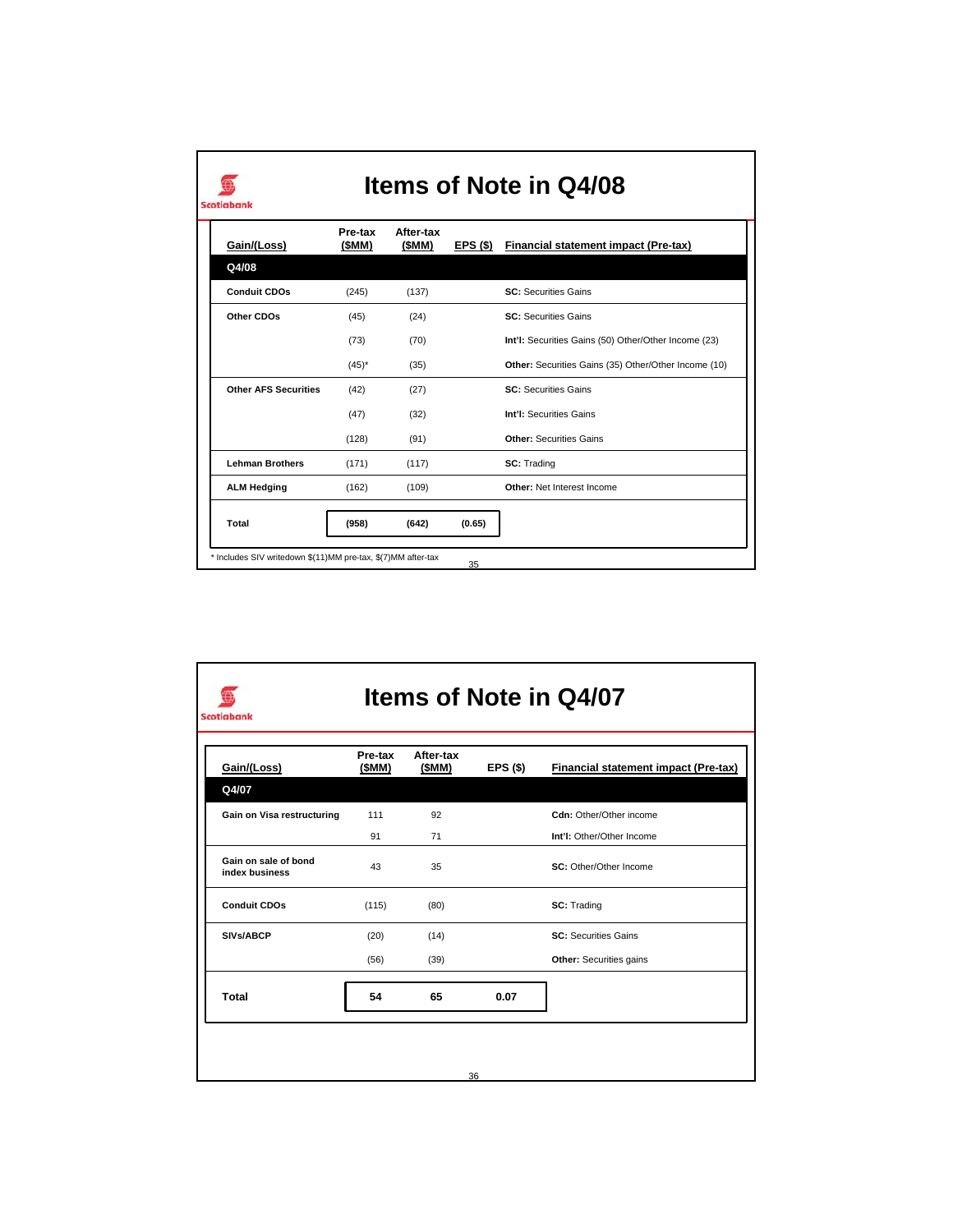# Items of Note in Q4/08

| Gain/(Loss) | Pre-tax ($MM) | After-tax ($MM) | EPS ($) | Financial statement impact (Pre-tax) |
|---|---|---|---|---|
| **Q4/08** | | | | |
| **Conduit CDOs** | (245) | (137) | | **SC:** Securities Gains |
| **Other CDOs** | (45) | (24) | | **SC:** Securities Gains |
| | (73) | (70) | | **Int'l:** Securities Gains (50) Other/Other Income (23) |
| | (45)* | (35) | | **Other:** Securities Gains (35) Other/Other Income (10) |
| **Other AFS Securities** | (42) | (27) | | **SC:** Securities Gains |
| | (47) | (32) | | **Int'l:** Securities Gains |
| | (128) | (91) | | **Other:** Securities Gains |
| **Lehman Brothers** | (171) | (117) | | **SC:** Trading |
| **ALM Hedging** | (162) | (109) | | **Other:** Net Interest Income |
| **Total** | **(958)** | **(642)** | **(0.65)** | |

* Includes SIV writedown $(11)MM pre-tax, $(7)MM after-tax

# Items of Note in Q4/07

| Gain/(Loss) | Pre-tax ($MM) | After-tax ($MM) | EPS ($) | Financial statement impact (Pre-tax) |
|---|---|---|---|---|
| **Q4/07** | | | | |
| **Gain on Visa restructuring** | 111 | 92 | | **Cdn:** Other/Other income |
| | 91 | 71 | | **Int'l:** Other/Other Income |
| **Gain on sale of bond index business** | 43 | 35 | | **SC:** Other/Other Income |
| **Conduit CDOs** | (115) | (80) | | **SC:** Trading |
| **SIVs/ABCP** | (20) | (14) | | **SC:** Securities Gains |
| | (56) | (39) | | **Other:** Securities gains |
| **Total** | **54** | **65** | **0.07** | |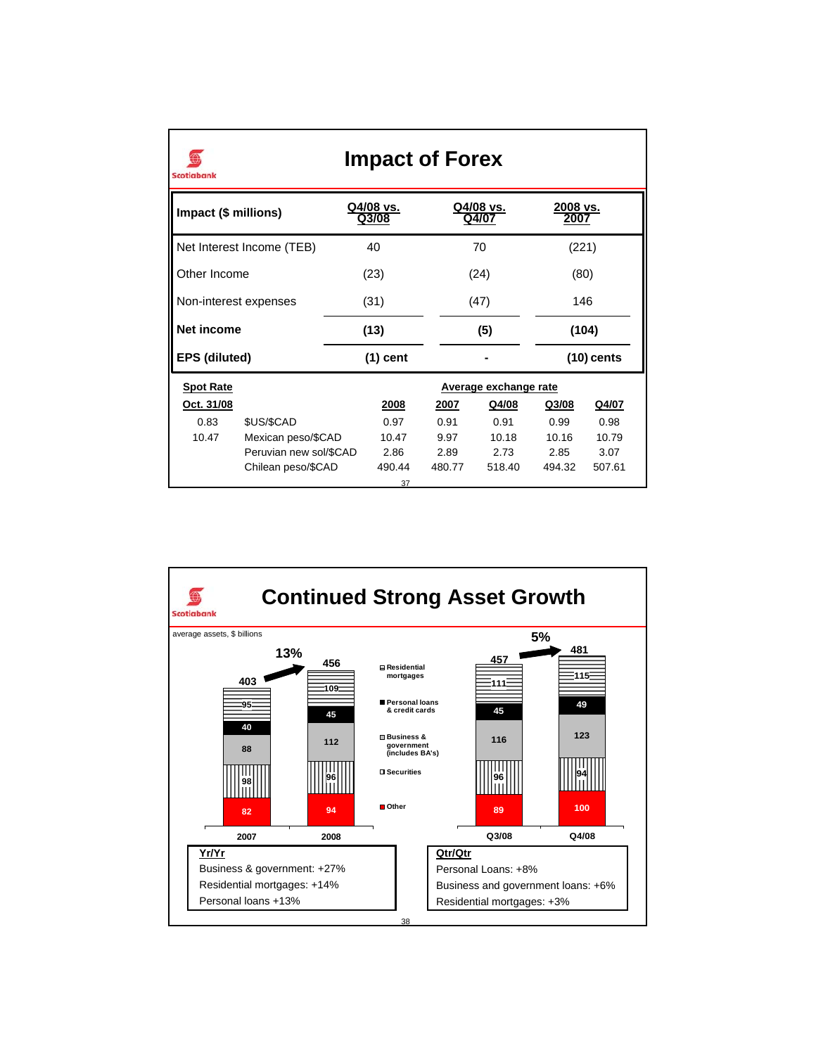# Impact of Forex

| Impact ($ millions) | Q4/08 vs. Q3/08 | Q4/08 vs. Q4/07 | 2008 vs. 2007 |
|---|---|---|---|
| Net Interest Income (TEB) | 40 | 70 | (221) |
| Other Income | (23) | (24) | (80) |
| Non-interest expenses | (31) | (47) | 146 |
| **Net income** | **(13)** | **(5)** | **(104)** |
| **EPS (diluted)** | **(1) cent** | **-** | **(10) cents** |

| Spot Rate Oct. 31/08 | | Average exchange rate 2008 | 2007 | Q4/08 | Q3/08 | Q4/07 |
|---|---|---|---|---|---|---|
| 0.83 | $US/$CAD | 0.97 | 0.91 | 0.91 | 0.99 | 0.98 |
| 10.47 | Mexican peso/$CAD | 10.47 | 9.97 | 10.18 | 10.16 | 10.79 |
| | Peruvian new sol/$CAD | 2.86 | 2.89 | 2.73 | 2.85 | 3.07 |
| | Chilean peso/$CAD | 490.44 | 480.77 | 518.40 | 494.32 | 507.61 |

# Continued Strong Asset Growth

average assets, $ billions

| | 2007 | 2008 | Q3/08 | Q4/08 |
|---|---|---|---|---|
| Residential mortgages | 95 | 109 | 111 | 115 |
| Personal loans & credit cards | 40 | 45 | 45 | 49 |
| Business & government (includes BA's) | 88 | 112 | 116 | 123 |
| Securities | 98 | 96 | 96 | 94 |
| Other | 82 | 94 | 89 | 100 |
| Total | 403 | 456 | 457 | 481 |

Growth: 2007 to 2008: 13%; Q3/08 to Q4/08: 5%

**Yr/Yr**
- Business & government: +27%
- Residential mortgages: +14%
- Personal loans +13%

**Qtr/Qtr**
- Personal Loans: +8%
- Business and government loans: +6%
- Residential mortgages: +3%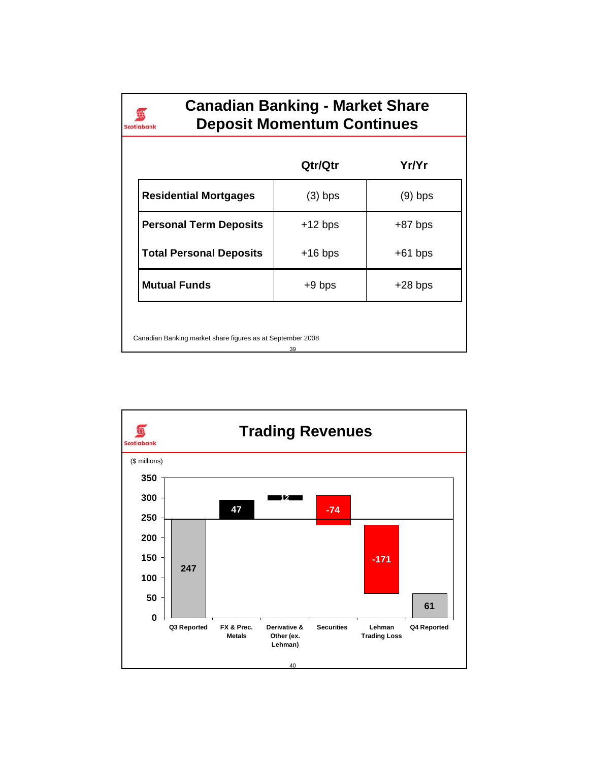# Canadian Banking - Market Share
## Deposit Momentum Continues

| | Qtr/Qtr | Yr/Yr |
|---|---|---|
| **Residential Mortgages** | (3) bps | (9) bps |
| **Personal Term Deposits** | +12 bps | +87 bps |
| **Total Personal Deposits** | +16 bps | +61 bps |
| **Mutual Funds** | +9 bps | +28 bps |

Canadian Banking market share figures as at September 2008

# Trading Revenues

($ millions)

| | Q3 Reported | FX & Prec. Metals | Derivative & Other (ex. Lehman) | Securities | Lehman Trading Loss | Q4 Reported |
|---|---|---|---|---|---|---|
| Value | 247 | 47 | 12 | -74 | -171 | 61 |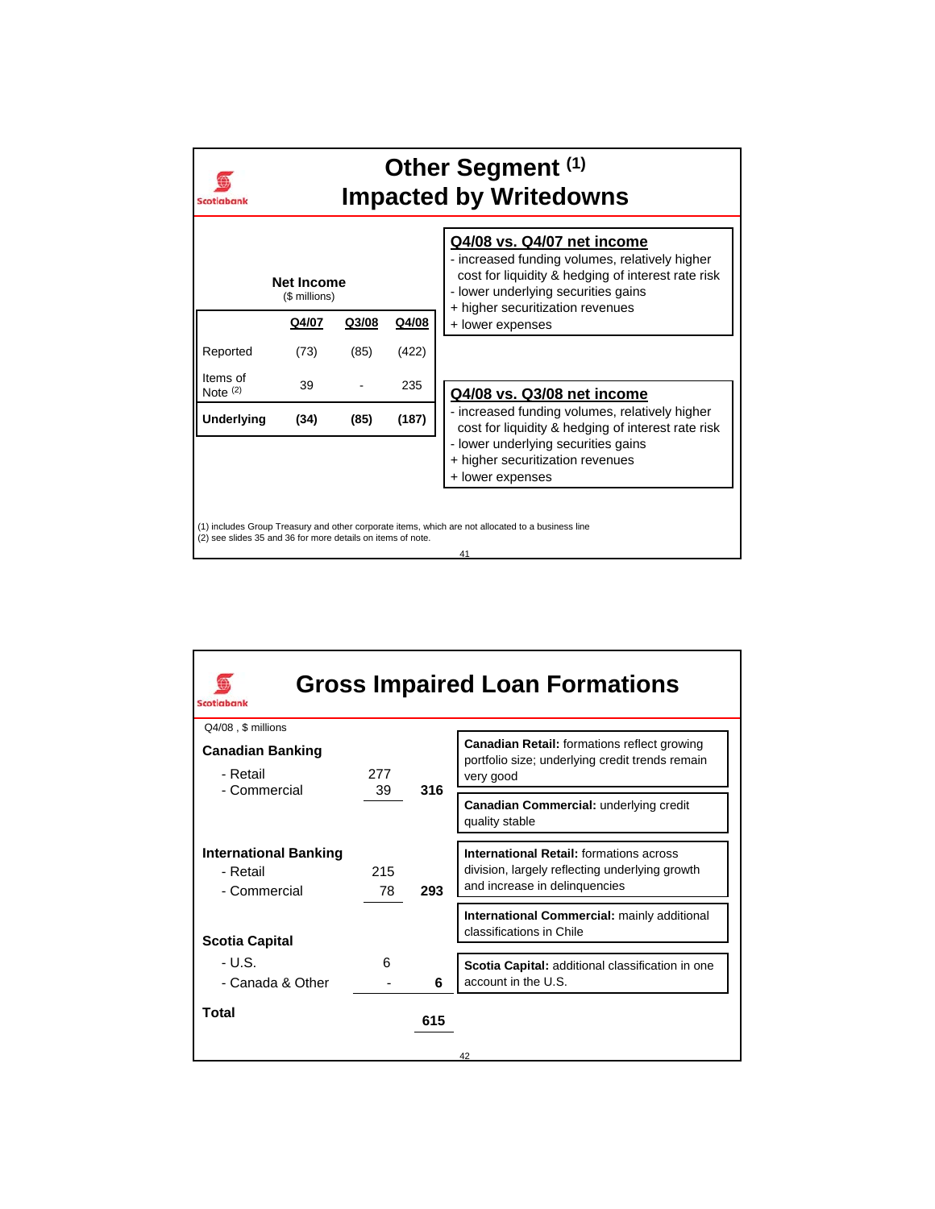# Other Segment [1] Impacted by Writedowns

**Net Income**
($ millions)

| | Q4/07 | Q3/08 | Q4/08 |
|---|---|---|---|
| Reported | (73) | (85) | (422) |
| Items of Note [2] | 39 | - | 235 |
| **Underlying** | **(34)** | **(85)** | **(187)** |

**Q4/08 vs. Q4/07 net income**

- increased funding volumes, relatively higher cost for liquidity & hedging of interest rate risk
- lower underlying securities gains
+ higher securitization revenues
+ lower expenses

**Q4/08 vs. Q3/08 net income**

- increased funding volumes, relatively higher cost for liquidity & hedging of interest rate risk
- lower underlying securities gains
+ higher securitization revenues
+ lower expenses

(1) includes Group Treasury and other corporate items, which are not allocated to a business line
(2) see slides 35 and 36 for more details on items of note.

# Gross Impaired Loan Formations

Q4/08 , $ millions

| | | |
|---|---|---|
| **Canadian Banking** | | |
| - Retail | 277 | |
| - Commercial | 39 | **316** |
| **International Banking** | | |
| - Retail | 215 | |
| - Commercial | 78 | **293** |
| **Scotia Capital** | | |
| - U.S. | 6 | |
| - Canada & Other | - | **6** |
| **Total** | | **615** |

**Canadian Retail:** formations reflect growing portfolio size; underlying credit trends remain very good

**Canadian Commercial:** underlying credit quality stable

**International Retail:** formations across division, largely reflecting underlying growth and increase in delinquencies

**International Commercial:** mainly additional classifications in Chile

**Scotia Capital:** additional classification in one account in the U.S.